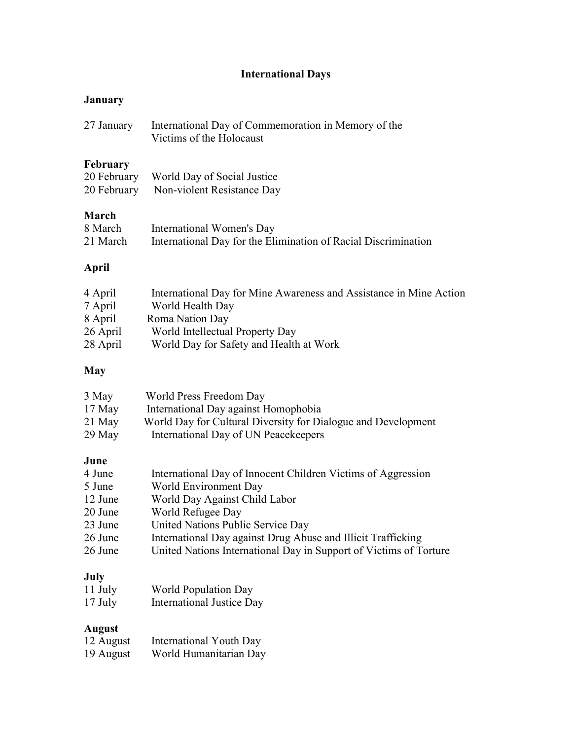# International Days

## January

27 January International Day of Commemoration in Memory of the Victims of the Holocaust

## February

20 February World Day of Social Justice
20 February Non-violent Resistance Day

## March

8 March International Women's Day
21 March International Day for the Elimination of Racial Discrimination

## April

4 April International Day for Mine Awareness and Assistance in Mine Action
7 April World Health Day
8 April Roma Nation Day
26 April World Intellectual Property Day
28 April World Day for Safety and Health at Work

## May

3 May World Press Freedom Day
17 May International Day against Homophobia
21 May World Day for Cultural Diversity for Dialogue and Development
29 May International Day of UN Peacekeepers

## June

4 June International Day of Innocent Children Victims of Aggression
5 June World Environment Day
12 June World Day Against Child Labor
20 June World Refugee Day
23 June United Nations Public Service Day
26 June International Day against Drug Abuse and Illicit Trafficking
26 June United Nations International Day in Support of Victims of Torture

## July

11 July World Population Day
17 July International Justice Day

## August

12 August International Youth Day
19 August World Humanitarian Day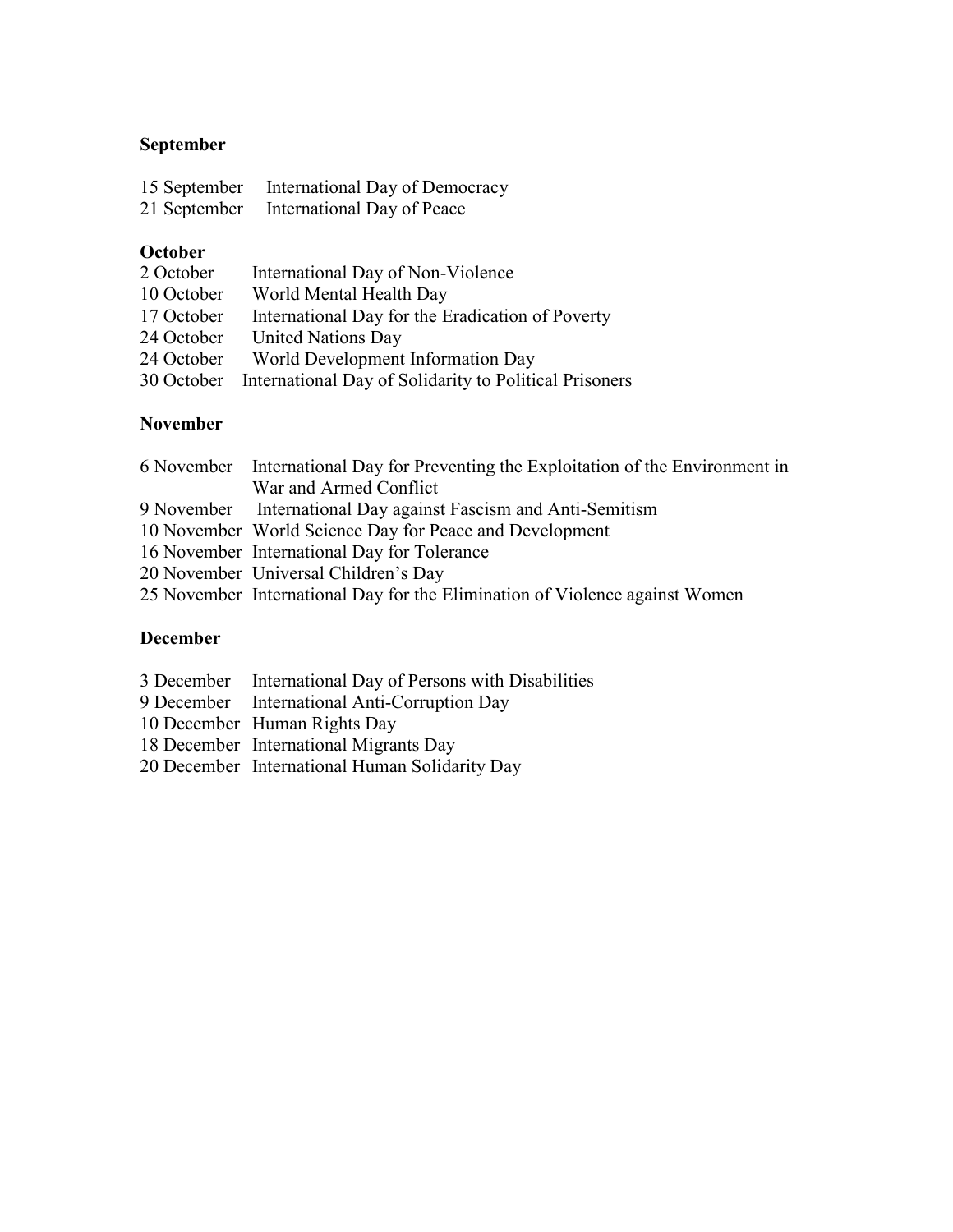**September**

15 September International Day of Democracy
21 September International Day of Peace

**October**

2 October International Day of Non-Violence
10 October World Mental Health Day
17 October International Day for the Eradication of Poverty
24 October United Nations Day
24 October World Development Information Day
30 October International Day of Solidarity to Political Prisoners

**November**

6 November International Day for Preventing the Exploitation of the Environment in War and Armed Conflict
9 November International Day against Fascism and Anti-Semitism
10 November World Science Day for Peace and Development
16 November International Day for Tolerance
20 November Universal Children's Day
25 November International Day for the Elimination of Violence against Women

**December**

3 December International Day of Persons with Disabilities
9 December International Anti-Corruption Day
10 December Human Rights Day
18 December International Migrants Day
20 December International Human Solidarity Day